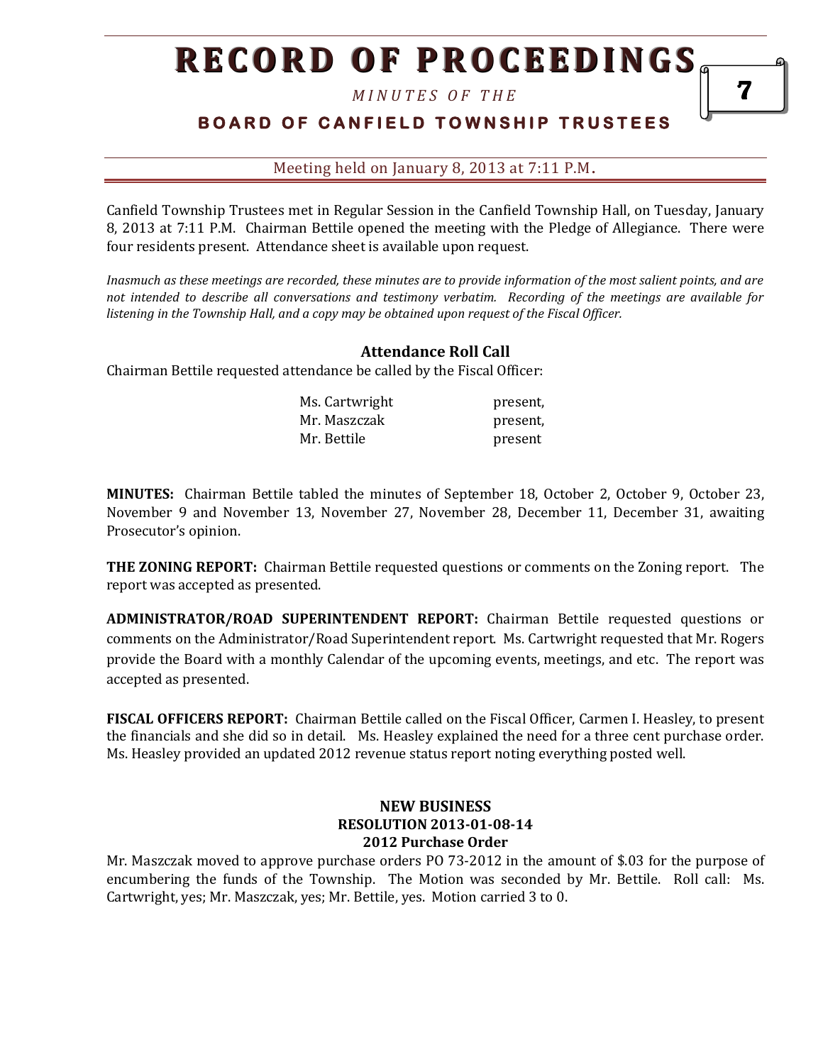# RECORD OF PROCEEDINGS

*MINUTES OF THE*

## BOARD OF CANFIELD TOWNSHIP TRUSTEES

Meeting held on January 8, 2013 at 7:11 P.M.

Canfield Township Trustees met in Regular Session in the Canfield Township Hall, on Tuesday, January 8, 2013 at 7:11 P.M. Chairman Bettile opened the meeting with the Pledge of Allegiance. There were four residents present. Attendance sheet is available upon request.

*Inasmuch as these meetings are recorded, these minutes are to provide information of the most salient points, and are not intended to describe all conversations and testimony verbatim. Recording of the meetings are available for listening in the Township Hall, and a copy may be obtained upon request of the Fiscal Officer.*

### Attendance Roll Call

Chairman Bettile requested attendance be called by the Fiscal Officer:

| | |
|---|---|
| Ms. Cartwright | present, |
| Mr. Maszczak | present, |
| Mr. Bettile | present |

**MINUTES:** Chairman Bettile tabled the minutes of September 18, October 2, October 9, October 23, November 9 and November 13, November 27, November 28, December 11, December 31, awaiting Prosecutor's opinion.

**THE ZONING REPORT:** Chairman Bettile requested questions or comments on the Zoning report. The report was accepted as presented.

**ADMINISTRATOR/ROAD SUPERINTENDENT REPORT:** Chairman Bettile requested questions or comments on the Administrator/Road Superintendent report. Ms. Cartwright requested that Mr. Rogers provide the Board with a monthly Calendar of the upcoming events, meetings, and etc. The report was accepted as presented.

**FISCAL OFFICERS REPORT:** Chairman Bettile called on the Fiscal Officer, Carmen I. Heasley, to present the financials and she did so in detail. Ms. Heasley explained the need for a three cent purchase order. Ms. Heasley provided an updated 2012 revenue status report noting everything posted well.

### NEW BUSINESS
### RESOLUTION 2013-01-08-14
### 2012 Purchase Order

Mr. Maszczak moved to approve purchase orders PO 73-2012 in the amount of $.03 for the purpose of encumbering the funds of the Township. The Motion was seconded by Mr. Bettile. Roll call: Ms. Cartwright, yes; Mr. Maszczak, yes; Mr. Bettile, yes. Motion carried 3 to 0.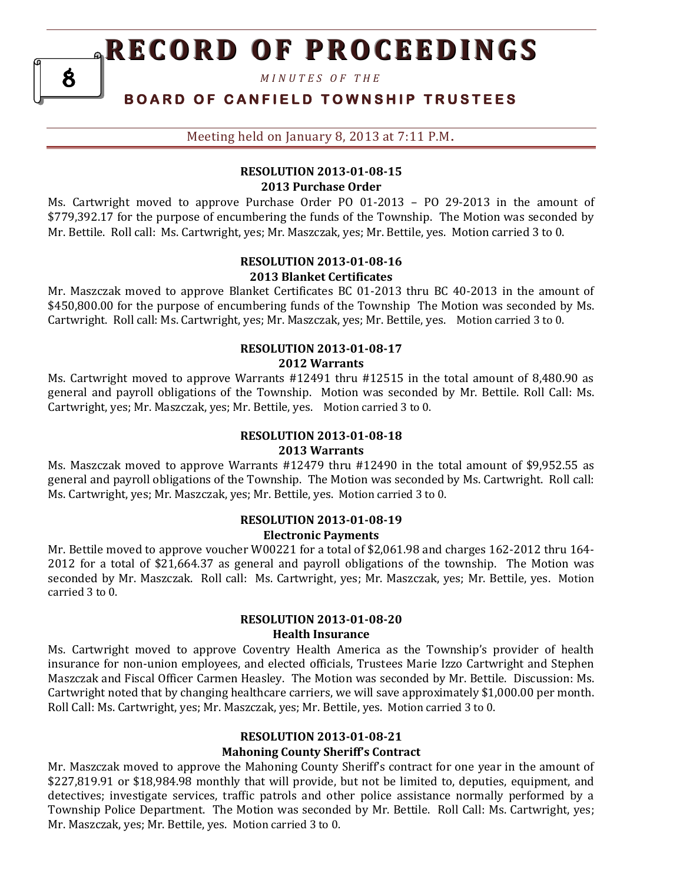Meeting held on January 8, 2013 at 7:11 P.M.

**RESOLUTION 2013-01-08-15**
**2013 Purchase Order**

Ms. Cartwright moved to approve Purchase Order PO 01-2013 – PO 29-2013 in the amount of $779,392.17 for the purpose of encumbering the funds of the Township. The Motion was seconded by Mr. Bettile. Roll call: Ms. Cartwright, yes; Mr. Maszczak, yes; Mr. Bettile, yes. Motion carried 3 to 0.

**RESOLUTION 2013-01-08-16**
**2013 Blanket Certificates**

Mr. Maszczak moved to approve Blanket Certificates BC 01-2013 thru BC 40-2013 in the amount of $450,800.00 for the purpose of encumbering funds of the Township The Motion was seconded by Ms. Cartwright. Roll call: Ms. Cartwright, yes; Mr. Maszczak, yes; Mr. Bettile, yes. Motion carried 3 to 0.

**RESOLUTION 2013-01-08-17**
**2012 Warrants**

Ms. Cartwright moved to approve Warrants #12491 thru #12515 in the total amount of 8,480.90 as general and payroll obligations of the Township. Motion was seconded by Mr. Bettile. Roll Call: Ms. Cartwright, yes; Mr. Maszczak, yes; Mr. Bettile, yes. Motion carried 3 to 0.

**RESOLUTION 2013-01-08-18**
**2013 Warrants**

Ms. Maszczak moved to approve Warrants #12479 thru #12490 in the total amount of $9,952.55 as general and payroll obligations of the Township. The Motion was seconded by Ms. Cartwright. Roll call: Ms. Cartwright, yes; Mr. Maszczak, yes; Mr. Bettile, yes. Motion carried 3 to 0.

**RESOLUTION 2013-01-08-19**
**Electronic Payments**

Mr. Bettile moved to approve voucher W00221 for a total of $2,061.98 and charges 162-2012 thru 164-2012 for a total of $21,664.37 as general and payroll obligations of the township. The Motion was seconded by Mr. Maszczak. Roll call: Ms. Cartwright, yes; Mr. Maszczak, yes; Mr. Bettile, yes. Motion carried 3 to 0.

**RESOLUTION 2013-01-08-20**
**Health Insurance**

Ms. Cartwright moved to approve Coventry Health America as the Township's provider of health insurance for non-union employees, and elected officials, Trustees Marie Izzo Cartwright and Stephen Maszczak and Fiscal Officer Carmen Heasley. The Motion was seconded by Mr. Bettile. Discussion: Ms. Cartwright noted that by changing healthcare carriers, we will save approximately $1,000.00 per month. Roll Call: Ms. Cartwright, yes; Mr. Maszczak, yes; Mr. Bettile, yes. Motion carried 3 to 0.

**RESOLUTION 2013-01-08-21**
**Mahoning County Sheriff's Contract**

Mr. Maszczak moved to approve the Mahoning County Sheriff's contract for one year in the amount of $227,819.91 or $18,984.98 monthly that will provide, but not be limited to, deputies, equipment, and detectives; investigate services, traffic patrols and other police assistance normally performed by a Township Police Department. The Motion was seconded by Mr. Bettile. Roll Call: Ms. Cartwright, yes; Mr. Maszczak, yes; Mr. Bettile, yes. Motion carried 3 to 0.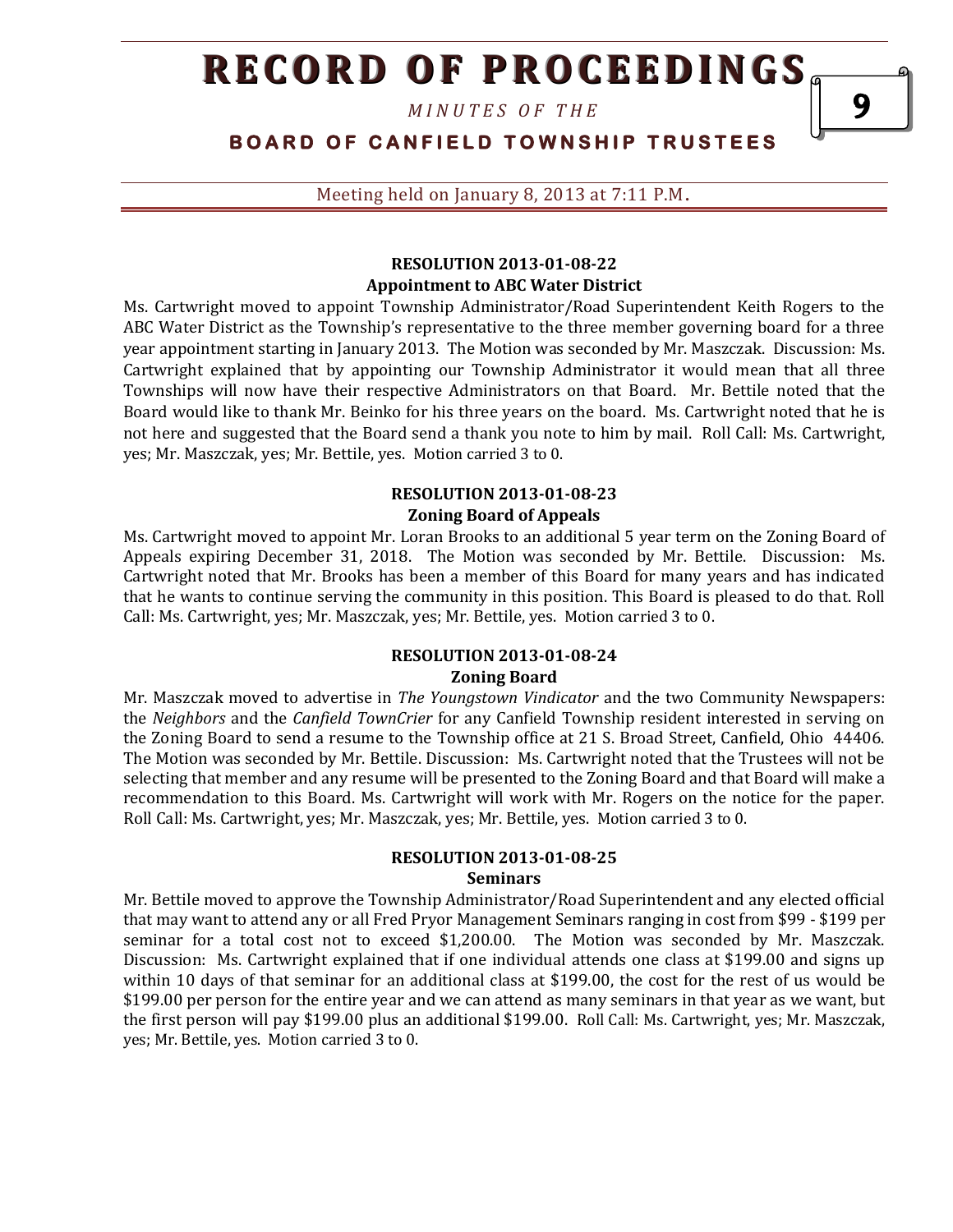### RESOLUTION 2013-01-08-22
### Appointment to ABC Water District

Ms. Cartwright moved to appoint Township Administrator/Road Superintendent Keith Rogers to the ABC Water District as the Township's representative to the three member governing board for a three year appointment starting in January 2013. The Motion was seconded by Mr. Maszczak. Discussion: Ms. Cartwright explained that by appointing our Township Administrator it would mean that all three Townships will now have their respective Administrators on that Board. Mr. Bettile noted that the Board would like to thank Mr. Beinko for his three years on the board. Ms. Cartwright noted that he is not here and suggested that the Board send a thank you note to him by mail. Roll Call: Ms. Cartwright, yes; Mr. Maszczak, yes; Mr. Bettile, yes. Motion carried 3 to 0.

### RESOLUTION 2013-01-08-23
### Zoning Board of Appeals

Ms. Cartwright moved to appoint Mr. Loran Brooks to an additional 5 year term on the Zoning Board of Appeals expiring December 31, 2018. The Motion was seconded by Mr. Bettile. Discussion: Ms. Cartwright noted that Mr. Brooks has been a member of this Board for many years and has indicated that he wants to continue serving the community in this position. This Board is pleased to do that. Roll Call: Ms. Cartwright, yes; Mr. Maszczak, yes; Mr. Bettile, yes. Motion carried 3 to 0.

### RESOLUTION 2013-01-08-24
### Zoning Board

Mr. Maszczak moved to advertise in *The Youngstown Vindicator* and the two Community Newspapers: the *Neighbors* and the *Canfield TownCrier* for any Canfield Township resident interested in serving on the Zoning Board to send a resume to the Township office at 21 S. Broad Street, Canfield, Ohio 44406. The Motion was seconded by Mr. Bettile. Discussion: Ms. Cartwright noted that the Trustees will not be selecting that member and any resume will be presented to the Zoning Board and that Board will make a recommendation to this Board. Ms. Cartwright will work with Mr. Rogers on the notice for the paper. Roll Call: Ms. Cartwright, yes; Mr. Maszczak, yes; Mr. Bettile, yes. Motion carried 3 to 0.

### RESOLUTION 2013-01-08-25
### Seminars

Mr. Bettile moved to approve the Township Administrator/Road Superintendent and any elected official that may want to attend any or all Fred Pryor Management Seminars ranging in cost from $99 - $199 per seminar for a total cost not to exceed $1,200.00. The Motion was seconded by Mr. Maszczak. Discussion: Ms. Cartwright explained that if one individual attends one class at $199.00 and signs up within 10 days of that seminar for an additional class at $199.00, the cost for the rest of us would be $199.00 per person for the entire year and we can attend as many seminars in that year as we want, but the first person will pay $199.00 plus an additional $199.00. Roll Call: Ms. Cartwright, yes; Mr. Maszczak, yes; Mr. Bettile, yes. Motion carried 3 to 0.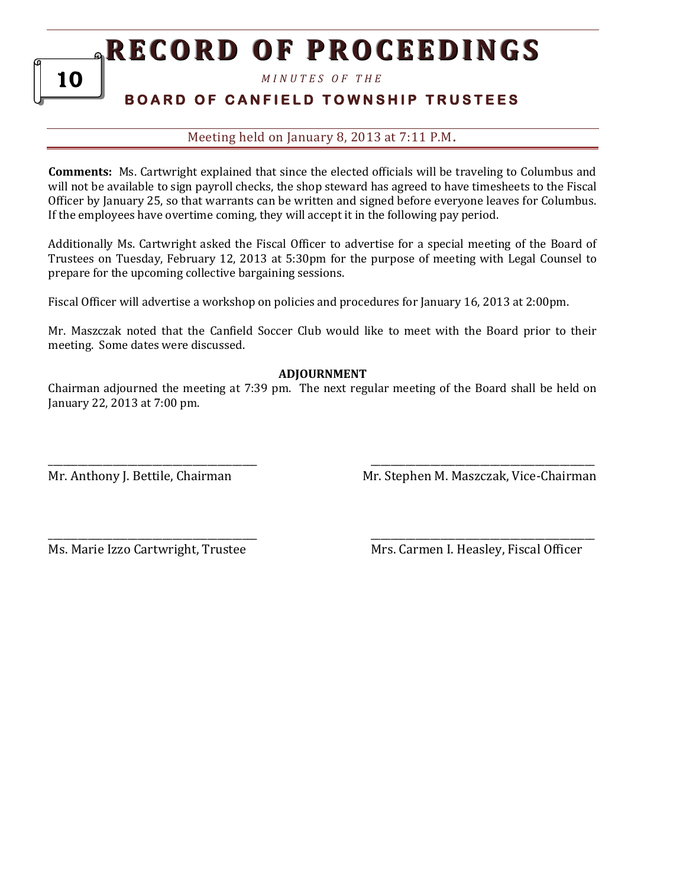**Comments:** Ms. Cartwright explained that since the elected officials will be traveling to Columbus and will not be available to sign payroll checks, the shop steward has agreed to have timesheets to the Fiscal Officer by January 25, so that warrants can be written and signed before everyone leaves for Columbus. If the employees have overtime coming, they will accept it in the following pay period.

Additionally Ms. Cartwright asked the Fiscal Officer to advertise for a special meeting of the Board of Trustees on Tuesday, February 12, 2013 at 5:30pm for the purpose of meeting with Legal Counsel to prepare for the upcoming collective bargaining sessions.

Fiscal Officer will advertise a workshop on policies and procedures for January 16, 2013 at 2:00pm.

Mr. Maszczak noted that the Canfield Soccer Club would like to meet with the Board prior to their meeting. Some dates were discussed.

**ADJOURNMENT**

Chairman adjourned the meeting at 7:39 pm. The next regular meeting of the Board shall be held on January 22, 2013 at 7:00 pm.

\_\_\_\_\_\_\_\_\_\_\_\_\_\_\_\_\_\_\_\_\_\_\_\_\_\_\_\_\_\_\_\_\_\_\_\_\_\_\_\_
Mr. Anthony J. Bettile, Chairman

\_\_\_\_\_\_\_\_\_\_\_\_\_\_\_\_\_\_\_\_\_\_\_\_\_\_\_\_\_\_\_\_\_\_\_\_\_\_\_\_
Mr. Stephen M. Maszczak, Vice-Chairman

\_\_\_\_\_\_\_\_\_\_\_\_\_\_\_\_\_\_\_\_\_\_\_\_\_\_\_\_\_\_\_\_\_\_\_\_\_\_\_\_
Ms. Marie Izzo Cartwright, Trustee

\_\_\_\_\_\_\_\_\_\_\_\_\_\_\_\_\_\_\_\_\_\_\_\_\_\_\_\_\_\_\_\_\_\_\_\_\_\_\_\_
Mrs. Carmen I. Heasley, Fiscal Officer